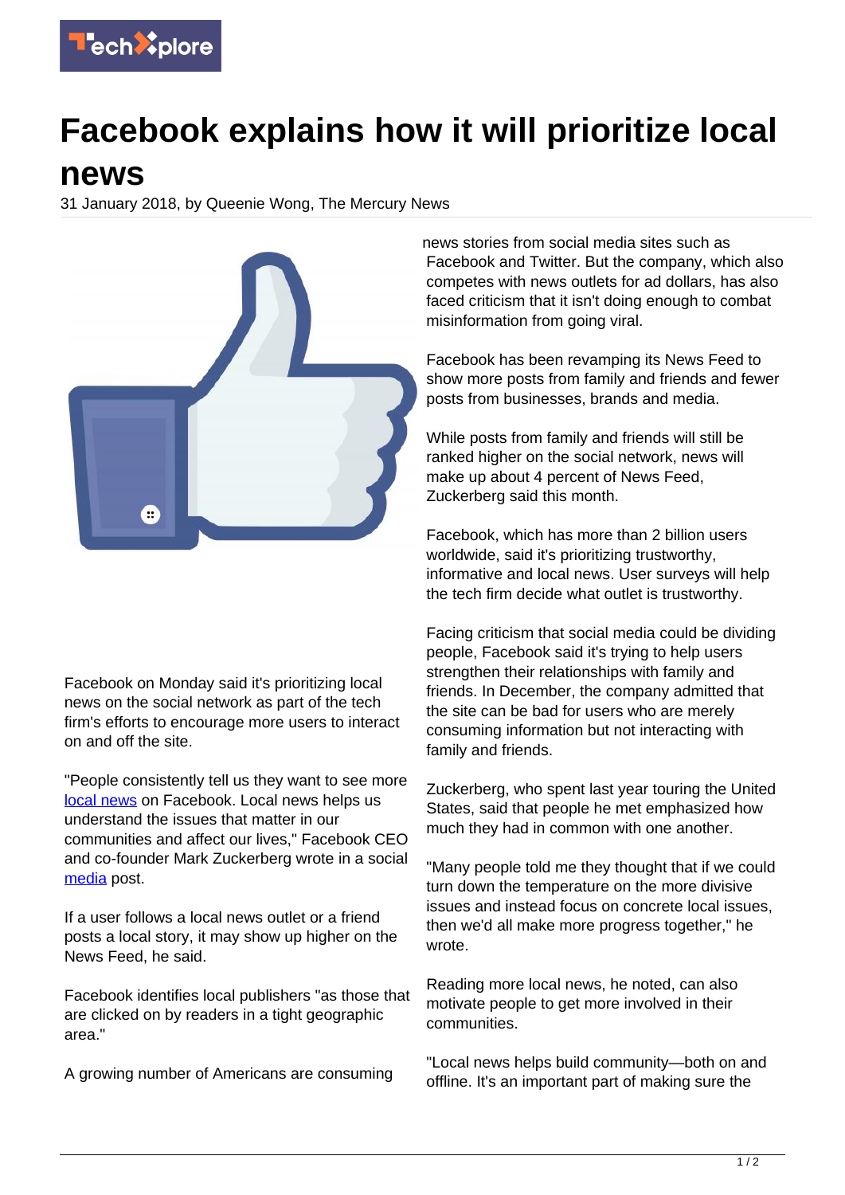# Facebook explains how it will prioritize local news

31 January 2018, by Queenie Wong, The Mercury News

Facebook on Monday said it's prioritizing local news on the social network as part of the tech firm's efforts to encourage more users to interact on and off the site.

"People consistently tell us they want to see more local news on Facebook. Local news helps us understand the issues that matter in our communities and affect our lives," Facebook CEO and co-founder Mark Zuckerberg wrote in a social media post.

If a user follows a local news outlet or a friend posts a local story, it may show up higher on the News Feed, he said.

Facebook identifies local publishers "as those that are clicked on by readers in a tight geographic area."

A growing number of Americans are consuming news stories from social media sites such as Facebook and Twitter. But the company, which also competes with news outlets for ad dollars, has also faced criticism that it isn't doing enough to combat misinformation from going viral.

Facebook has been revamping its News Feed to show more posts from family and friends and fewer posts from businesses, brands and media.

While posts from family and friends will still be ranked higher on the social network, news will make up about 4 percent of News Feed, Zuckerberg said this month.

Facebook, which has more than 2 billion users worldwide, said it's prioritizing trustworthy, informative and local news. User surveys will help the tech firm decide what outlet is trustworthy.

Facing criticism that social media could be dividing people, Facebook said it's trying to help users strengthen their relationships with family and friends. In December, the company admitted that the site can be bad for users who are merely consuming information but not interacting with family and friends.

Zuckerberg, who spent last year touring the United States, said that people he met emphasized how much they had in common with one another.

"Many people told me they thought that if we could turn down the temperature on the more divisive issues and instead focus on concrete local issues, then we'd all make more progress together," he wrote.

Reading more local news, he noted, can also motivate people to get more involved in their communities.

"Local news helps build community—both on and offline. It's an important part of making sure the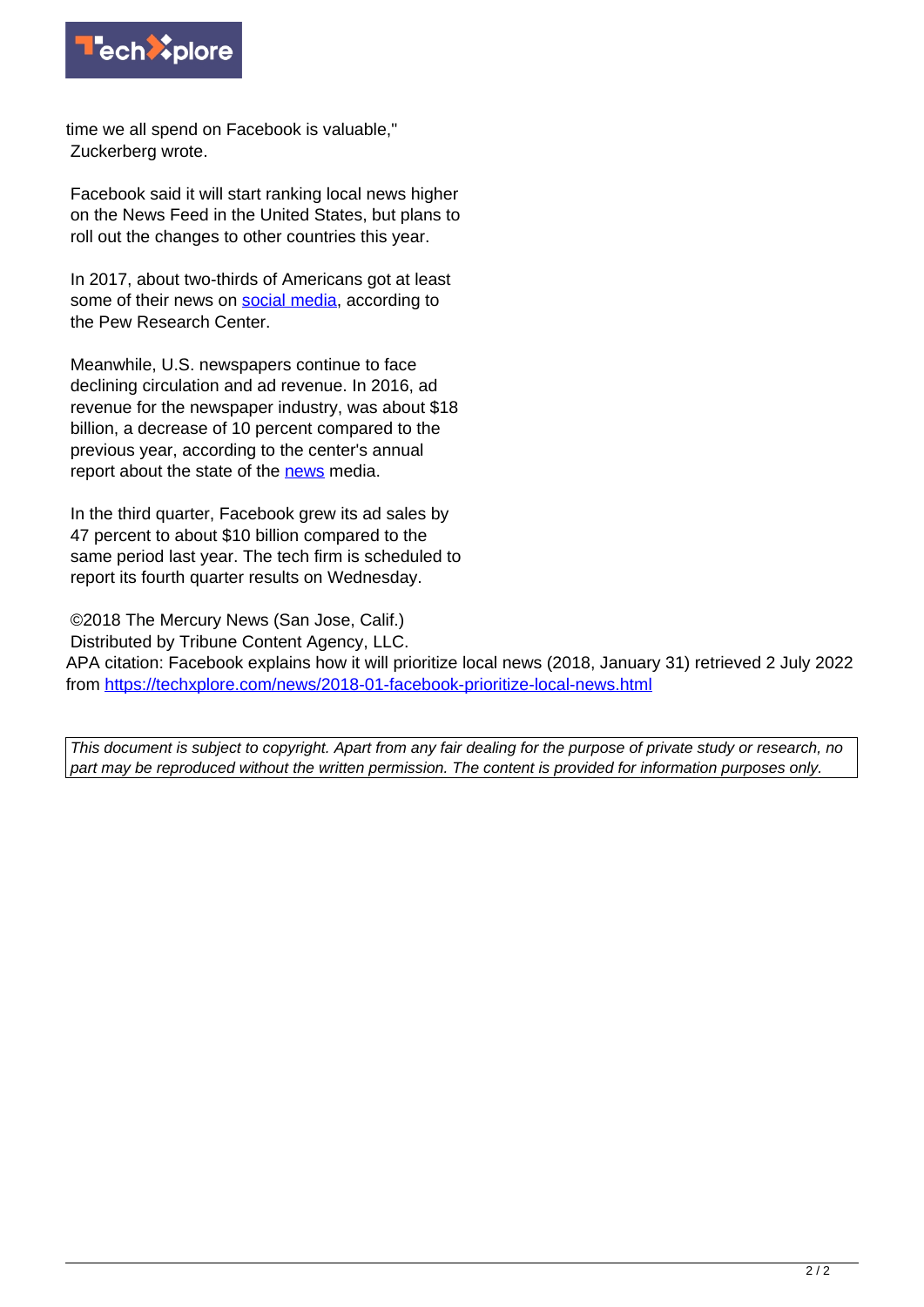time we all spend on Facebook is valuable," Zuckerberg wrote.

Facebook said it will start ranking local news higher on the News Feed in the United States, but plans to roll out the changes to other countries this year.

In 2017, about two-thirds of Americans got at least some of their news on social media, according to the Pew Research Center.

Meanwhile, U.S. newspapers continue to face declining circulation and ad revenue. In 2016, ad revenue for the newspaper industry, was about $18 billion, a decrease of 10 percent compared to the previous year, according to the center's annual report about the state of the news media.

In the third quarter, Facebook grew its ad sales by 47 percent to about $10 billion compared to the same period last year. The tech firm is scheduled to report its fourth quarter results on Wednesday.

©2018 The Mercury News (San Jose, Calif.)
Distributed by Tribune Content Agency, LLC.

APA citation: Facebook explains how it will prioritize local news (2018, January 31) retrieved 2 July 2022 from https://techxplore.com/news/2018-01-facebook-prioritize-local-news.html

*This document is subject to copyright. Apart from any fair dealing for the purpose of private study or research, no part may be reproduced without the written permission. The content is provided for information purposes only.*